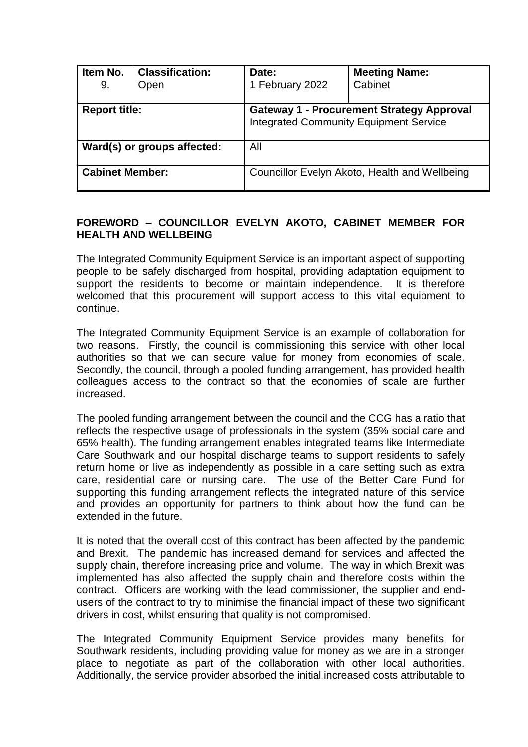| Item No. 9. | Classification: Open | Date: 1 February 2022 | Meeting Name: Cabinet |
| --- | --- | --- | --- |
| **Report title:** | | **Gateway 1 - Procurement Strategy Approval** Integrated Community Equipment Service | |
| **Ward(s) or groups affected:** | | All | |
| **Cabinet Member:** | | Councillor Evelyn Akoto, Health and Wellbeing | |

## FOREWORD – COUNCILLOR EVELYN AKOTO, CABINET MEMBER FOR HEALTH AND WELLBEING

The Integrated Community Equipment Service is an important aspect of supporting people to be safely discharged from hospital, providing adaptation equipment to support the residents to become or maintain independence. It is therefore welcomed that this procurement will support access to this vital equipment to continue.

The Integrated Community Equipment Service is an example of collaboration for two reasons. Firstly, the council is commissioning this service with other local authorities so that we can secure value for money from economies of scale. Secondly, the council, through a pooled funding arrangement, has provided health colleagues access to the contract so that the economies of scale are further increased.

The pooled funding arrangement between the council and the CCG has a ratio that reflects the respective usage of professionals in the system (35% social care and 65% health). The funding arrangement enables integrated teams like Intermediate Care Southwark and our hospital discharge teams to support residents to safely return home or live as independently as possible in a care setting such as extra care, residential care or nursing care. The use of the Better Care Fund for supporting this funding arrangement reflects the integrated nature of this service and provides an opportunity for partners to think about how the fund can be extended in the future.

It is noted that the overall cost of this contract has been affected by the pandemic and Brexit. The pandemic has increased demand for services and affected the supply chain, therefore increasing price and volume. The way in which Brexit was implemented has also affected the supply chain and therefore costs within the contract. Officers are working with the lead commissioner, the supplier and end-users of the contract to try to minimise the financial impact of these two significant drivers in cost, whilst ensuring that quality is not compromised.

The Integrated Community Equipment Service provides many benefits for Southwark residents, including providing value for money as we are in a stronger place to negotiate as part of the collaboration with other local authorities. Additionally, the service provider absorbed the initial increased costs attributable to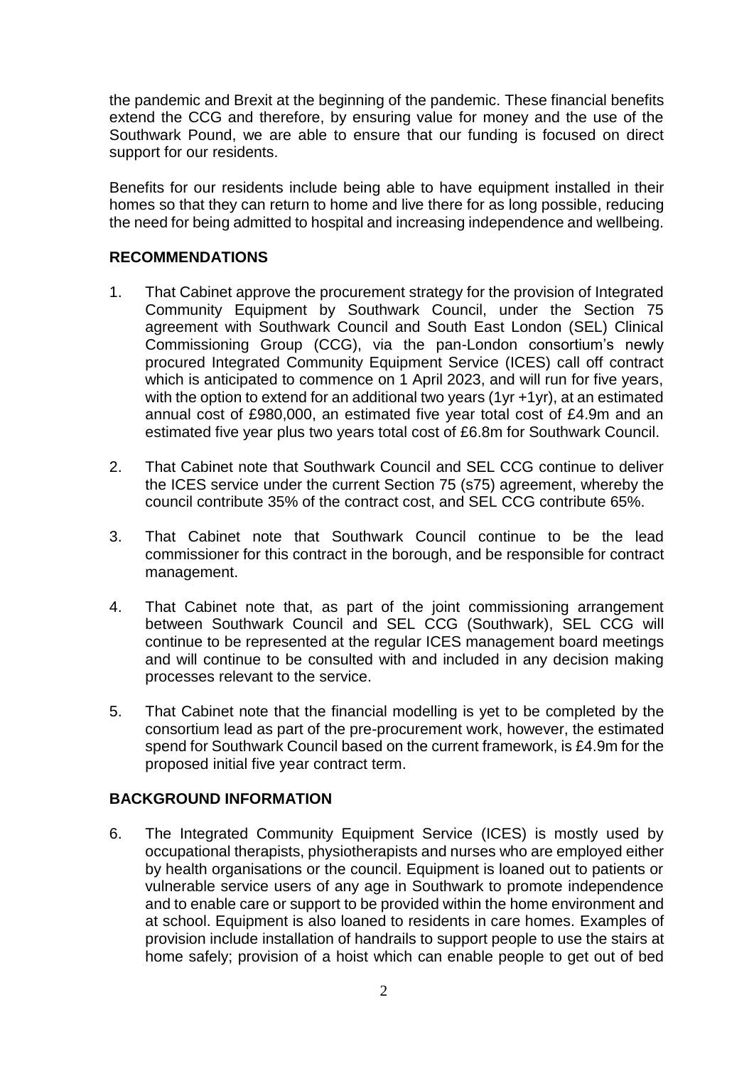the pandemic and Brexit at the beginning of the pandemic. These financial benefits extend the CCG and therefore, by ensuring value for money and the use of the Southwark Pound, we are able to ensure that our funding is focused on direct support for our residents.

Benefits for our residents include being able to have equipment installed in their homes so that they can return to home and live there for as long possible, reducing the need for being admitted to hospital and increasing independence and wellbeing.

## RECOMMENDATIONS

1. That Cabinet approve the procurement strategy for the provision of Integrated Community Equipment by Southwark Council, under the Section 75 agreement with Southwark Council and South East London (SEL) Clinical Commissioning Group (CCG), via the pan-London consortium's newly procured Integrated Community Equipment Service (ICES) call off contract which is anticipated to commence on 1 April 2023, and will run for five years, with the option to extend for an additional two years (1yr +1yr), at an estimated annual cost of £980,000, an estimated five year total cost of £4.9m and an estimated five year plus two years total cost of £6.8m for Southwark Council.

2. That Cabinet note that Southwark Council and SEL CCG continue to deliver the ICES service under the current Section 75 (s75) agreement, whereby the council contribute 35% of the contract cost, and SEL CCG contribute 65%.

3. That Cabinet note that Southwark Council continue to be the lead commissioner for this contract in the borough, and be responsible for contract management.

4. That Cabinet note that, as part of the joint commissioning arrangement between Southwark Council and SEL CCG (Southwark), SEL CCG will continue to be represented at the regular ICES management board meetings and will continue to be consulted with and included in any decision making processes relevant to the service.

5. That Cabinet note that the financial modelling is yet to be completed by the consortium lead as part of the pre-procurement work, however, the estimated spend for Southwark Council based on the current framework, is £4.9m for the proposed initial five year contract term.

## BACKGROUND INFORMATION

6. The Integrated Community Equipment Service (ICES) is mostly used by occupational therapists, physiotherapists and nurses who are employed either by health organisations or the council. Equipment is loaned out to patients or vulnerable service users of any age in Southwark to promote independence and to enable care or support to be provided within the home environment and at school. Equipment is also loaned to residents in care homes. Examples of provision include installation of handrails to support people to use the stairs at home safely; provision of a hoist which can enable people to get out of bed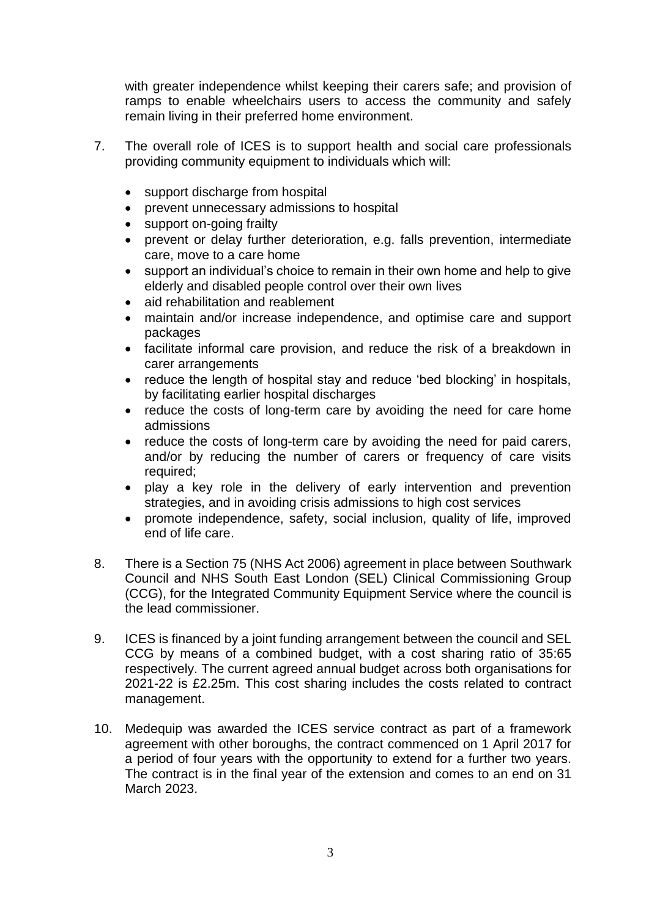with greater independence whilst keeping their carers safe; and provision of ramps to enable wheelchairs users to access the community and safely remain living in their preferred home environment.

7. The overall role of ICES is to support health and social care professionals providing community equipment to individuals which will:

   - support discharge from hospital
   - prevent unnecessary admissions to hospital
   - support on-going frailty
   - prevent or delay further deterioration, e.g. falls prevention, intermediate care, move to a care home
   - support an individual's choice to remain in their own home and help to give elderly and disabled people control over their own lives
   - aid rehabilitation and reablement
   - maintain and/or increase independence, and optimise care and support packages
   - facilitate informal care provision, and reduce the risk of a breakdown in carer arrangements
   - reduce the length of hospital stay and reduce 'bed blocking' in hospitals, by facilitating earlier hospital discharges
   - reduce the costs of long-term care by avoiding the need for care home admissions
   - reduce the costs of long-term care by avoiding the need for paid carers, and/or by reducing the number of carers or frequency of care visits required;
   - play a key role in the delivery of early intervention and prevention strategies, and in avoiding crisis admissions to high cost services
   - promote independence, safety, social inclusion, quality of life, improved end of life care.

8. There is a Section 75 (NHS Act 2006) agreement in place between Southwark Council and NHS South East London (SEL) Clinical Commissioning Group (CCG), for the Integrated Community Equipment Service where the council is the lead commissioner.

9. ICES is financed by a joint funding arrangement between the council and SEL CCG by means of a combined budget, with a cost sharing ratio of 35:65 respectively. The current agreed annual budget across both organisations for 2021-22 is £2.25m. This cost sharing includes the costs related to contract management.

10. Medequip was awarded the ICES service contract as part of a framework agreement with other boroughs, the contract commenced on 1 April 2017 for a period of four years with the opportunity to extend for a further two years. The contract is in the final year of the extension and comes to an end on 31 March 2023.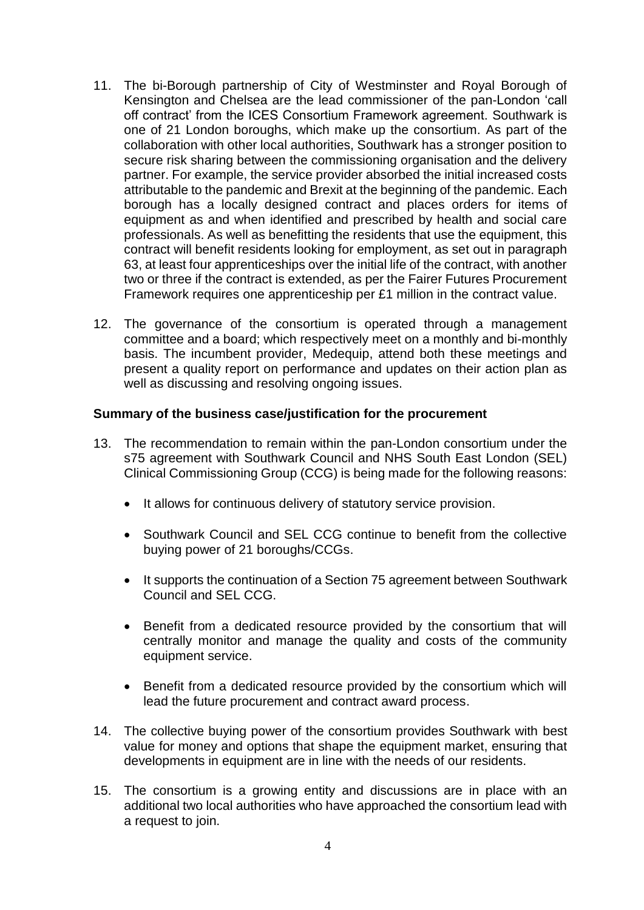11. The bi-Borough partnership of City of Westminster and Royal Borough of Kensington and Chelsea are the lead commissioner of the pan-London 'call off contract' from the ICES Consortium Framework agreement. Southwark is one of 21 London boroughs, which make up the consortium. As part of the collaboration with other local authorities, Southwark has a stronger position to secure risk sharing between the commissioning organisation and the delivery partner. For example, the service provider absorbed the initial increased costs attributable to the pandemic and Brexit at the beginning of the pandemic. Each borough has a locally designed contract and places orders for items of equipment as and when identified and prescribed by health and social care professionals. As well as benefitting the residents that use the equipment, this contract will benefit residents looking for employment, as set out in paragraph 63, at least four apprenticeships over the initial life of the contract, with another two or three if the contract is extended, as per the Fairer Futures Procurement Framework requires one apprenticeship per £1 million in the contract value.

12. The governance of the consortium is operated through a management committee and a board; which respectively meet on a monthly and bi-monthly basis. The incumbent provider, Medequip, attend both these meetings and present a quality report on performance and updates on their action plan as well as discussing and resolving ongoing issues.

**Summary of the business case/justification for the procurement**

13. The recommendation to remain within the pan-London consortium under the s75 agreement with Southwark Council and NHS South East London (SEL) Clinical Commissioning Group (CCG) is being made for the following reasons:

    - It allows for continuous delivery of statutory service provision.
    - Southwark Council and SEL CCG continue to benefit from the collective buying power of 21 boroughs/CCGs.
    - It supports the continuation of a Section 75 agreement between Southwark Council and SEL CCG.
    - Benefit from a dedicated resource provided by the consortium that will centrally monitor and manage the quality and costs of the community equipment service.
    - Benefit from a dedicated resource provided by the consortium which will lead the future procurement and contract award process.

14. The collective buying power of the consortium provides Southwark with best value for money and options that shape the equipment market, ensuring that developments in equipment are in line with the needs of our residents.

15. The consortium is a growing entity and discussions are in place with an additional two local authorities who have approached the consortium lead with a request to join.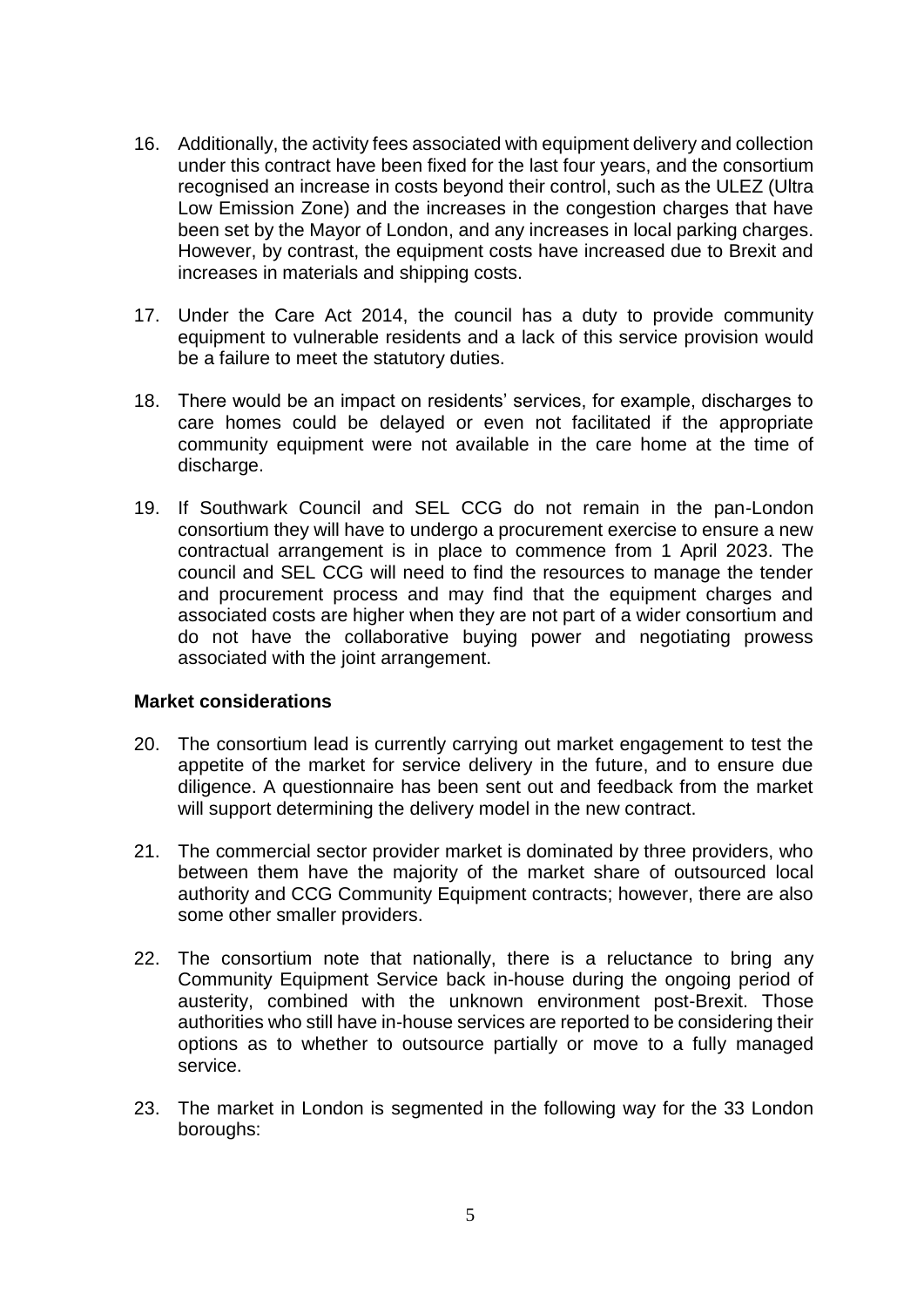16. Additionally, the activity fees associated with equipment delivery and collection under this contract have been fixed for the last four years, and the consortium recognised an increase in costs beyond their control, such as the ULEZ (Ultra Low Emission Zone) and the increases in the congestion charges that have been set by the Mayor of London, and any increases in local parking charges. However, by contrast, the equipment costs have increased due to Brexit and increases in materials and shipping costs.

17. Under the Care Act 2014, the council has a duty to provide community equipment to vulnerable residents and a lack of this service provision would be a failure to meet the statutory duties.

18. There would be an impact on residents' services, for example, discharges to care homes could be delayed or even not facilitated if the appropriate community equipment were not available in the care home at the time of discharge.

19. If Southwark Council and SEL CCG do not remain in the pan-London consortium they will have to undergo a procurement exercise to ensure a new contractual arrangement is in place to commence from 1 April 2023. The council and SEL CCG will need to find the resources to manage the tender and procurement process and may find that the equipment charges and associated costs are higher when they are not part of a wider consortium and do not have the collaborative buying power and negotiating prowess associated with the joint arrangement.

**Market considerations**

20. The consortium lead is currently carrying out market engagement to test the appetite of the market for service delivery in the future, and to ensure due diligence. A questionnaire has been sent out and feedback from the market will support determining the delivery model in the new contract.

21. The commercial sector provider market is dominated by three providers, who between them have the majority of the market share of outsourced local authority and CCG Community Equipment contracts; however, there are also some other smaller providers.

22. The consortium note that nationally, there is a reluctance to bring any Community Equipment Service back in-house during the ongoing period of austerity, combined with the unknown environment post-Brexit. Those authorities who still have in-house services are reported to be considering their options as to whether to outsource partially or move to a fully managed service.

23. The market in London is segmented in the following way for the 33 London boroughs: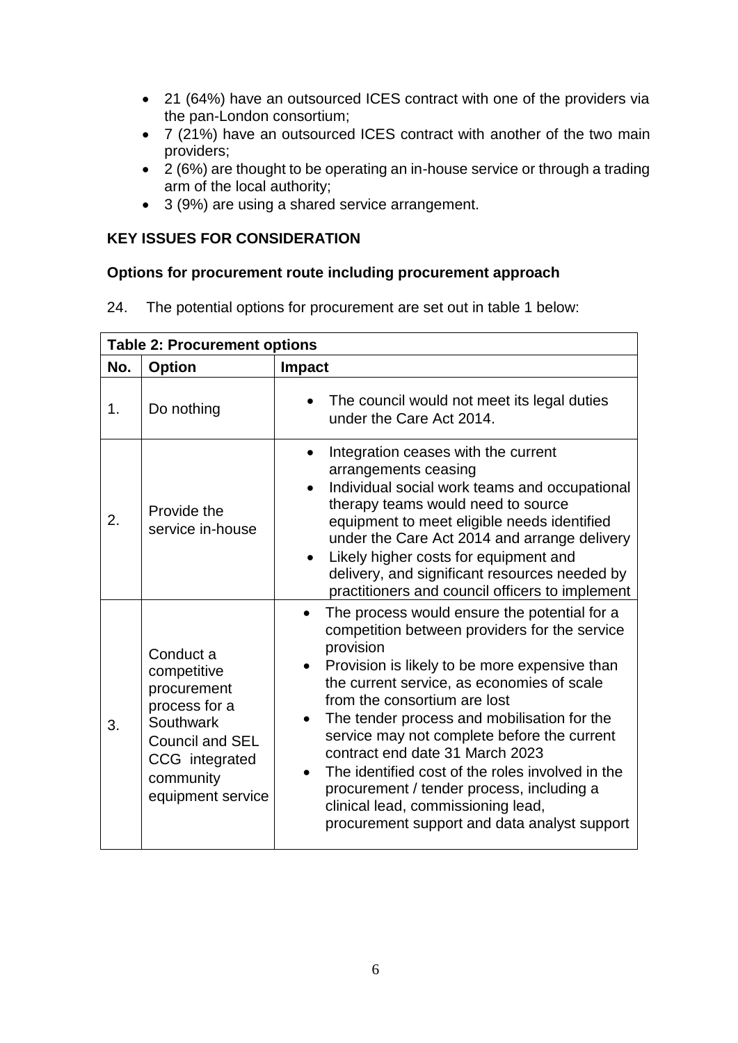- 21 (64%) have an outsourced ICES contract with one of the providers via the pan-London consortium;
- 7 (21%) have an outsourced ICES contract with another of the two main providers;
- 2 (6%) are thought to be operating an in-house service or through a trading arm of the local authority;
- 3 (9%) are using a shared service arrangement.

**KEY ISSUES FOR CONSIDERATION**

**Options for procurement route including procurement approach**

24. The potential options for procurement are set out in table 1 below:

| **Table 2: Procurement options** | | |
|---|---|---|
| **No.** | **Option** | **Impact** |
| 1. | Do nothing | • The council would not meet its legal duties under the Care Act 2014. |
| 2. | Provide the service in-house | • Integration ceases with the current arrangements ceasing<br>• Individual social work teams and occupational therapy teams would need to source equipment to meet eligible needs identified under the Care Act 2014 and arrange delivery<br>• Likely higher costs for equipment and delivery, and significant resources needed by practitioners and council officers to implement |
| 3. | Conduct a competitive procurement process for a Southwark Council and SEL CCG integrated community equipment service | • The process would ensure the potential for a competition between providers for the service provision<br>• Provision is likely to be more expensive than the current service, as economies of scale from the consortium are lost<br>• The tender process and mobilisation for the service may not complete before the current contract end date 31 March 2023<br>• The identified cost of the roles involved in the procurement / tender process, including a clinical lead, commissioning lead, procurement support and data analyst support |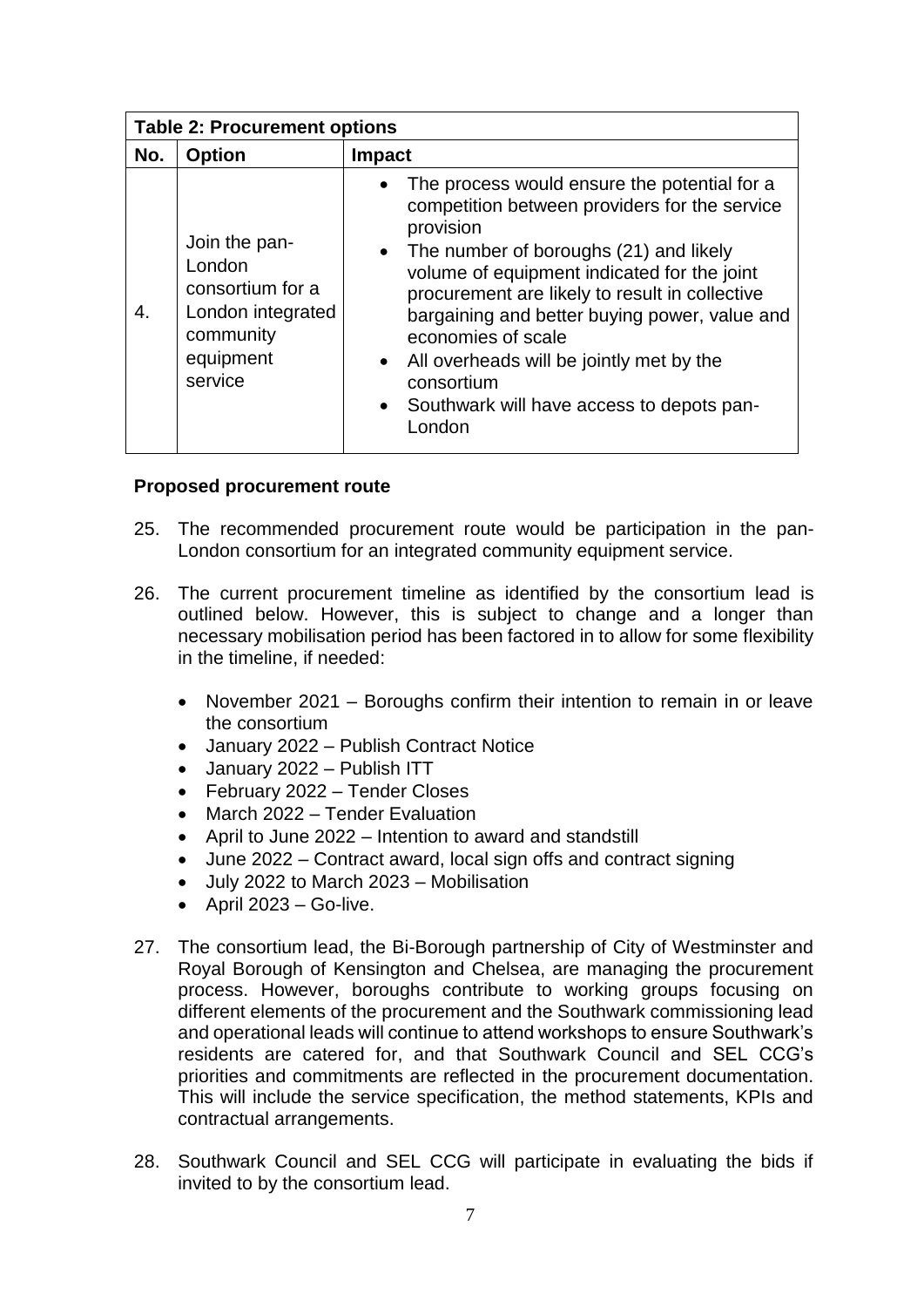| Table 2: Procurement options | | |
|---|---|---|
| **No.** | **Option** | **Impact** |
| 4. | Join the pan-London consortium for a London integrated community equipment service | • The process would ensure the potential for a competition between providers for the service provision<br>• The number of boroughs (21) and likely volume of equipment indicated for the joint procurement are likely to result in collective bargaining and better buying power, value and economies of scale<br>• All overheads will be jointly met by the consortium<br>• Southwark will have access to depots pan-London |

**Proposed procurement route**

25. The recommended procurement route would be participation in the pan-London consortium for an integrated community equipment service.

26. The current procurement timeline as identified by the consortium lead is outlined below. However, this is subject to change and a longer than necessary mobilisation period has been factored in to allow for some flexibility in the timeline, if needed:

    - November 2021 – Boroughs confirm their intention to remain in or leave the consortium
    - January 2022 – Publish Contract Notice
    - January 2022 – Publish ITT
    - February 2022 – Tender Closes
    - March 2022 – Tender Evaluation
    - April to June 2022 – Intention to award and standstill
    - June 2022 – Contract award, local sign offs and contract signing
    - July 2022 to March 2023 – Mobilisation
    - April 2023 – Go-live.

27. The consortium lead, the Bi-Borough partnership of City of Westminster and Royal Borough of Kensington and Chelsea, are managing the procurement process. However, boroughs contribute to working groups focusing on different elements of the procurement and the Southwark commissioning lead and operational leads will continue to attend workshops to ensure Southwark's residents are catered for, and that Southwark Council and SEL CCG's priorities and commitments are reflected in the procurement documentation. This will include the service specification, the method statements, KPIs and contractual arrangements.

28. Southwark Council and SEL CCG will participate in evaluating the bids if invited to by the consortium lead.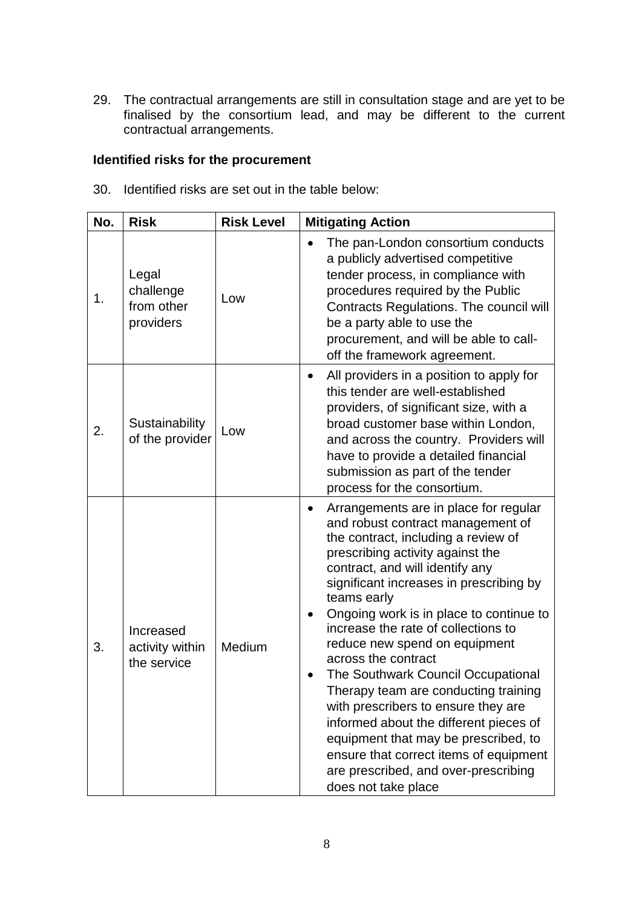29. The contractual arrangements are still in consultation stage and are yet to be finalised by the consortium lead, and may be different to the current contractual arrangements.

**Identified risks for the procurement**

30. Identified risks are set out in the table below:

| No. | Risk | Risk Level | Mitigating Action |
|---|---|---|---|
| 1. | Legal challenge from other providers | Low | • The pan-London consortium conducts a publicly advertised competitive tender process, in compliance with procedures required by the Public Contracts Regulations. The council will be a party able to use the procurement, and will be able to call-off the framework agreement. |
| 2. | Sustainability of the provider | Low | • All providers in a position to apply for this tender are well-established providers, of significant size, with a broad customer base within London, and across the country. Providers will have to provide a detailed financial submission as part of the tender process for the consortium. |
| 3. | Increased activity within the service | Medium | • Arrangements are in place for regular and robust contract management of the contract, including a review of prescribing activity against the contract, and will identify any significant increases in prescribing by teams early<br>• Ongoing work is in place to continue to increase the rate of collections to reduce new spend on equipment across the contract<br>• The Southwark Council Occupational Therapy team are conducting training with prescribers to ensure they are informed about the different pieces of equipment that may be prescribed, to ensure that correct items of equipment are prescribed, and over-prescribing does not take place |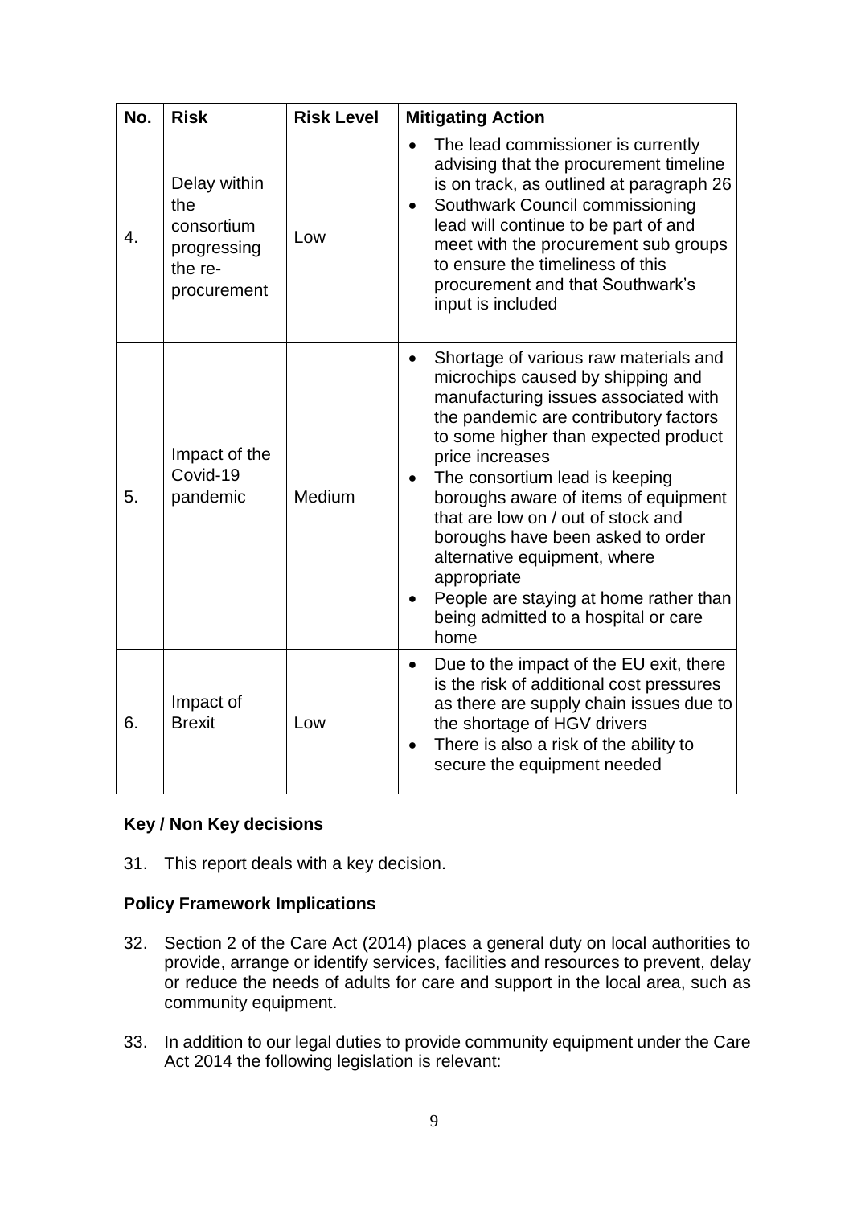| No. | Risk | Risk Level | Mitigating Action |
|---|---|---|---|
| 4. | Delay within the consortium progressing the re-procurement | Low | • The lead commissioner is currently advising that the procurement timeline is on track, as outlined at paragraph 26<br>• Southwark Council commissioning lead will continue to be part of and meet with the procurement sub groups to ensure the timeliness of this procurement and that Southwark's input is included |
| 5. | Impact of the Covid-19 pandemic | Medium | • Shortage of various raw materials and microchips caused by shipping and manufacturing issues associated with the pandemic are contributory factors to some higher than expected product price increases<br>• The consortium lead is keeping boroughs aware of items of equipment that are low on / out of stock and boroughs have been asked to order alternative equipment, where appropriate<br>• People are staying at home rather than being admitted to a hospital or care home |
| 6. | Impact of Brexit | Low | • Due to the impact of the EU exit, there is the risk of additional cost pressures as there are supply chain issues due to the shortage of HGV drivers<br>• There is also a risk of the ability to secure the equipment needed |

**Key / Non Key decisions**

31. This report deals with a key decision.

**Policy Framework Implications**

32. Section 2 of the Care Act (2014) places a general duty on local authorities to provide, arrange or identify services, facilities and resources to prevent, delay or reduce the needs of adults for care and support in the local area, such as community equipment.

33. In addition to our legal duties to provide community equipment under the Care Act 2014 the following legislation is relevant: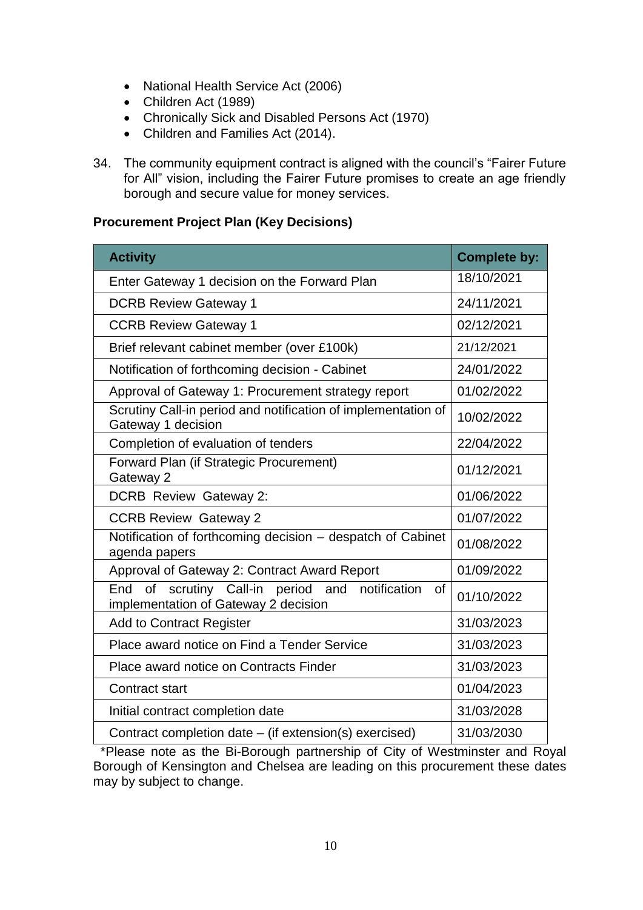- National Health Service Act (2006)
- Children Act (1989)
- Chronically Sick and Disabled Persons Act (1970)
- Children and Families Act (2014).

34. The community equipment contract is aligned with the council's "Fairer Future for All" vision, including the Fairer Future promises to create an age friendly borough and secure value for money services.

**Procurement Project Plan (Key Decisions)**

| Activity | Complete by: |
|---|---|
| Enter Gateway 1 decision on the Forward Plan | 18/10/2021 |
| DCRB Review Gateway 1 | 24/11/2021 |
| CCRB Review Gateway 1 | 02/12/2021 |
| Brief relevant cabinet member (over £100k) | 21/12/2021 |
| Notification of forthcoming decision - Cabinet | 24/01/2022 |
| Approval of Gateway 1: Procurement strategy report | 01/02/2022 |
| Scrutiny Call-in period and notification of implementation of Gateway 1 decision | 10/02/2022 |
| Completion of evaluation of tenders | 22/04/2022 |
| Forward Plan (if Strategic Procurement) Gateway 2 | 01/12/2021 |
| DCRB Review Gateway 2: | 01/06/2022 |
| CCRB Review Gateway 2 | 01/07/2022 |
| Notification of forthcoming decision – despatch of Cabinet agenda papers | 01/08/2022 |
| Approval of Gateway 2: Contract Award Report | 01/09/2022 |
| End of scrutiny Call-in period and notification of implementation of Gateway 2 decision | 01/10/2022 |
| Add to Contract Register | 31/03/2023 |
| Place award notice on Find a Tender Service | 31/03/2023 |
| Place award notice on Contracts Finder | 31/03/2023 |
| Contract start | 01/04/2023 |
| Initial contract completion date | 31/03/2028 |
| Contract completion date – (if extension(s) exercised) | 31/03/2030 |

*Please note as the Bi-Borough partnership of City of Westminster and Royal Borough of Kensington and Chelsea are leading on this procurement these dates may by subject to change.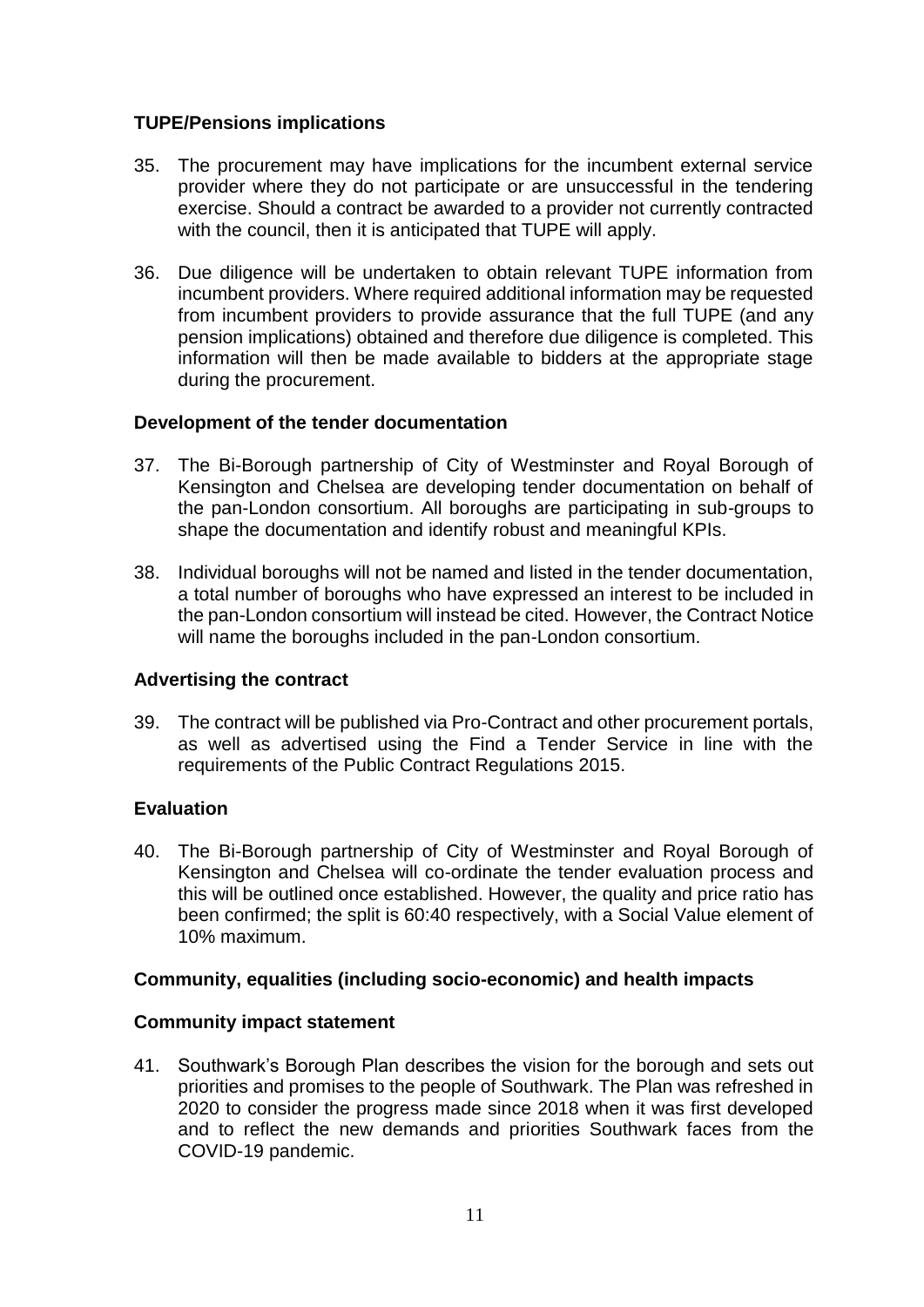### TUPE/Pensions implications

35. The procurement may have implications for the incumbent external service provider where they do not participate or are unsuccessful in the tendering exercise. Should a contract be awarded to a provider not currently contracted with the council, then it is anticipated that TUPE will apply.

36. Due diligence will be undertaken to obtain relevant TUPE information from incumbent providers. Where required additional information may be requested from incumbent providers to provide assurance that the full TUPE (and any pension implications) obtained and therefore due diligence is completed. This information will then be made available to bidders at the appropriate stage during the procurement.

### Development of the tender documentation

37. The Bi-Borough partnership of City of Westminster and Royal Borough of Kensington and Chelsea are developing tender documentation on behalf of the pan-London consortium. All boroughs are participating in sub-groups to shape the documentation and identify robust and meaningful KPIs.

38. Individual boroughs will not be named and listed in the tender documentation, a total number of boroughs who have expressed an interest to be included in the pan-London consortium will instead be cited. However, the Contract Notice will name the boroughs included in the pan-London consortium.

### Advertising the contract

39. The contract will be published via Pro-Contract and other procurement portals, as well as advertised using the Find a Tender Service in line with the requirements of the Public Contract Regulations 2015.

### Evaluation

40. The Bi-Borough partnership of City of Westminster and Royal Borough of Kensington and Chelsea will co-ordinate the tender evaluation process and this will be outlined once established. However, the quality and price ratio has been confirmed; the split is 60:40 respectively, with a Social Value element of 10% maximum.

### Community, equalities (including socio-economic) and health impacts

### Community impact statement

41. Southwark's Borough Plan describes the vision for the borough and sets out priorities and promises to the people of Southwark. The Plan was refreshed in 2020 to consider the progress made since 2018 when it was first developed and to reflect the new demands and priorities Southwark faces from the COVID-19 pandemic.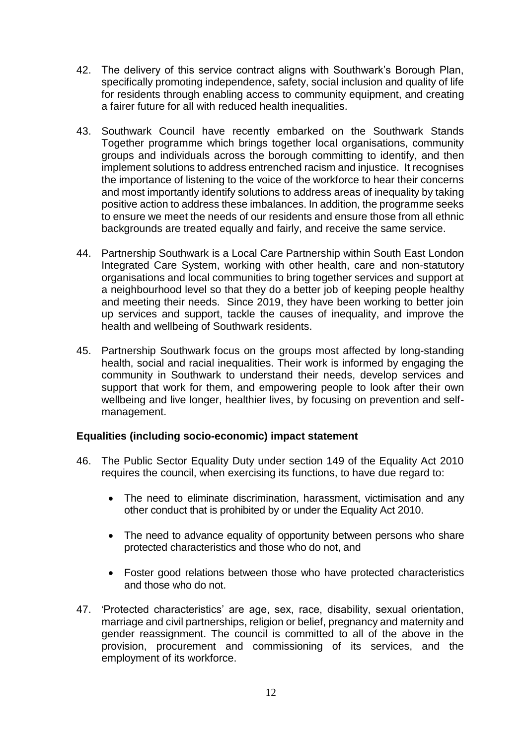42. The delivery of this service contract aligns with Southwark's Borough Plan, specifically promoting independence, safety, social inclusion and quality of life for residents through enabling access to community equipment, and creating a fairer future for all with reduced health inequalities.

43. Southwark Council have recently embarked on the Southwark Stands Together programme which brings together local organisations, community groups and individuals across the borough committing to identify, and then implement solutions to address entrenched racism and injustice. It recognises the importance of listening to the voice of the workforce to hear their concerns and most importantly identify solutions to address areas of inequality by taking positive action to address these imbalances. In addition, the programme seeks to ensure we meet the needs of our residents and ensure those from all ethnic backgrounds are treated equally and fairly, and receive the same service.

44. Partnership Southwark is a Local Care Partnership within South East London Integrated Care System, working with other health, care and non-statutory organisations and local communities to bring together services and support at a neighbourhood level so that they do a better job of keeping people healthy and meeting their needs. Since 2019, they have been working to better join up services and support, tackle the causes of inequality, and improve the health and wellbeing of Southwark residents.

45. Partnership Southwark focus on the groups most affected by long-standing health, social and racial inequalities. Their work is informed by engaging the community in Southwark to understand their needs, develop services and support that work for them, and empowering people to look after their own wellbeing and live longer, healthier lives, by focusing on prevention and self-management.

**Equalities (including socio-economic) impact statement**

46. The Public Sector Equality Duty under section 149 of the Equality Act 2010 requires the council, when exercising its functions, to have due regard to:

    - The need to eliminate discrimination, harassment, victimisation and any other conduct that is prohibited by or under the Equality Act 2010.

    - The need to advance equality of opportunity between persons who share protected characteristics and those who do not, and

    - Foster good relations between those who have protected characteristics and those who do not.

47. 'Protected characteristics' are age, sex, race, disability, sexual orientation, marriage and civil partnerships, religion or belief, pregnancy and maternity and gender reassignment. The council is committed to all of the above in the provision, procurement and commissioning of its services, and the employment of its workforce.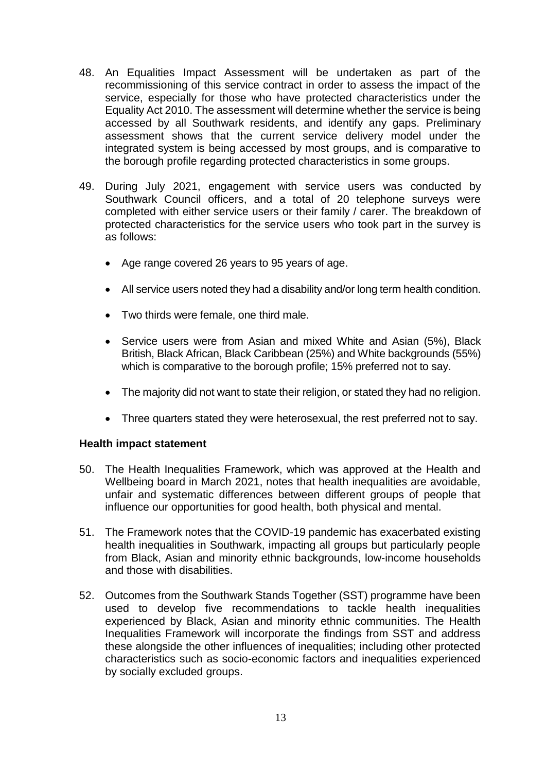48. An Equalities Impact Assessment will be undertaken as part of the recommissioning of this service contract in order to assess the impact of the service, especially for those who have protected characteristics under the Equality Act 2010. The assessment will determine whether the service is being accessed by all Southwark residents, and identify any gaps. Preliminary assessment shows that the current service delivery model under the integrated system is being accessed by most groups, and is comparative to the borough profile regarding protected characteristics in some groups.

49. During July 2021, engagement with service users was conducted by Southwark Council officers, and a total of 20 telephone surveys were completed with either service users or their family / carer. The breakdown of protected characteristics for the service users who took part in the survey is as follows:

    - Age range covered 26 years to 95 years of age.
    - All service users noted they had a disability and/or long term health condition.
    - Two thirds were female, one third male.
    - Service users were from Asian and mixed White and Asian (5%), Black British, Black African, Black Caribbean (25%) and White backgrounds (55%) which is comparative to the borough profile; 15% preferred not to say.
    - The majority did not want to state their religion, or stated they had no religion.
    - Three quarters stated they were heterosexual, the rest preferred not to say.

**Health impact statement**

50. The Health Inequalities Framework, which was approved at the Health and Wellbeing board in March 2021, notes that health inequalities are avoidable, unfair and systematic differences between different groups of people that influence our opportunities for good health, both physical and mental.

51. The Framework notes that the COVID-19 pandemic has exacerbated existing health inequalities in Southwark, impacting all groups but particularly people from Black, Asian and minority ethnic backgrounds, low-income households and those with disabilities.

52. Outcomes from the Southwark Stands Together (SST) programme have been used to develop five recommendations to tackle health inequalities experienced by Black, Asian and minority ethnic communities. The Health Inequalities Framework will incorporate the findings from SST and address these alongside the other influences of inequalities; including other protected characteristics such as socio-economic factors and inequalities experienced by socially excluded groups.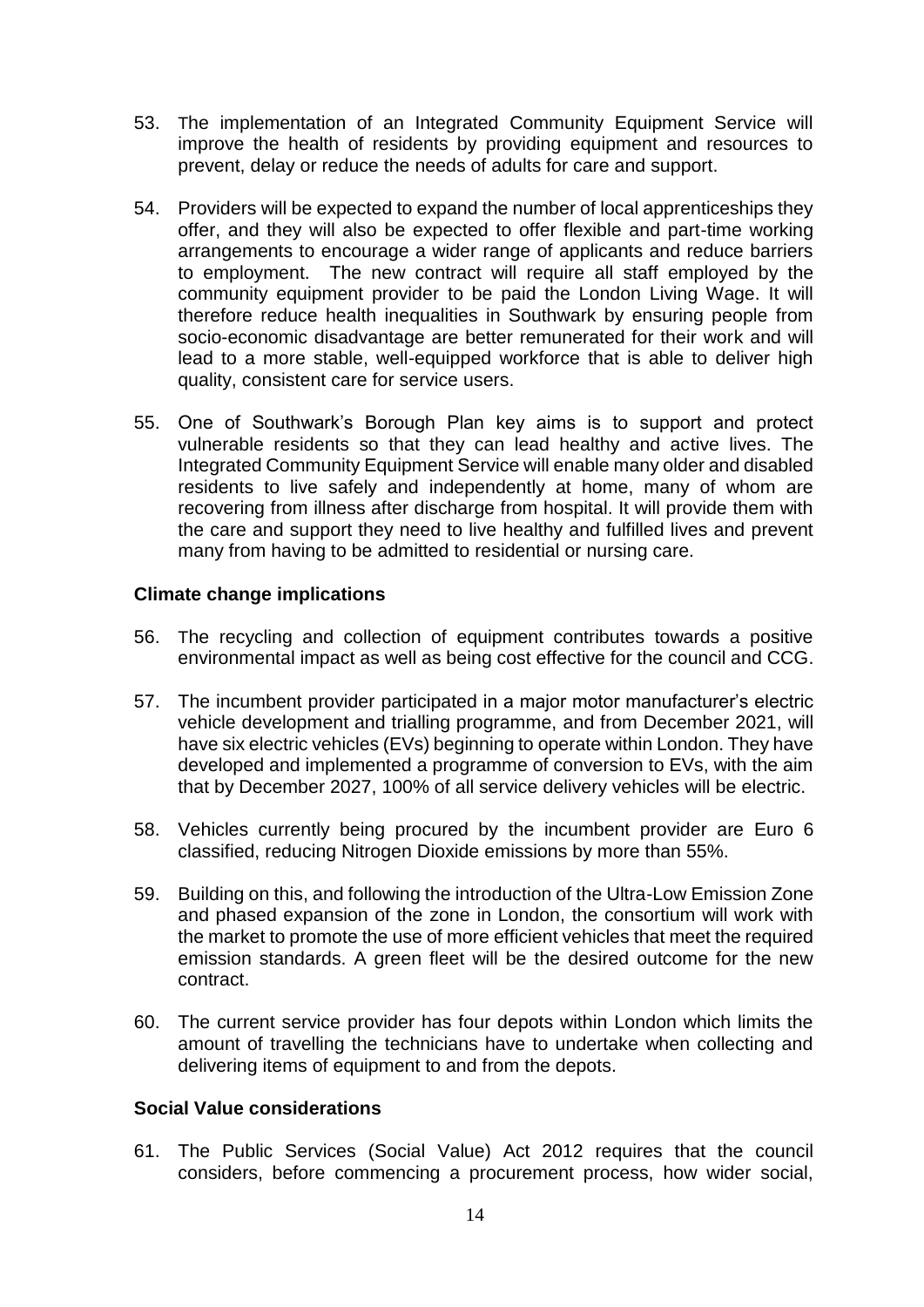53. The implementation of an Integrated Community Equipment Service will improve the health of residents by providing equipment and resources to prevent, delay or reduce the needs of adults for care and support.

54. Providers will be expected to expand the number of local apprenticeships they offer, and they will also be expected to offer flexible and part-time working arrangements to encourage a wider range of applicants and reduce barriers to employment. The new contract will require all staff employed by the community equipment provider to be paid the London Living Wage. It will therefore reduce health inequalities in Southwark by ensuring people from socio-economic disadvantage are better remunerated for their work and will lead to a more stable, well-equipped workforce that is able to deliver high quality, consistent care for service users.

55. One of Southwark's Borough Plan key aims is to support and protect vulnerable residents so that they can lead healthy and active lives. The Integrated Community Equipment Service will enable many older and disabled residents to live safely and independently at home, many of whom are recovering from illness after discharge from hospital. It will provide them with the care and support they need to live healthy and fulfilled lives and prevent many from having to be admitted to residential or nursing care.

**Climate change implications**

56. The recycling and collection of equipment contributes towards a positive environmental impact as well as being cost effective for the council and CCG.

57. The incumbent provider participated in a major motor manufacturer's electric vehicle development and trialling programme, and from December 2021, will have six electric vehicles (EVs) beginning to operate within London. They have developed and implemented a programme of conversion to EVs, with the aim that by December 2027, 100% of all service delivery vehicles will be electric.

58. Vehicles currently being procured by the incumbent provider are Euro 6 classified, reducing Nitrogen Dioxide emissions by more than 55%.

59. Building on this, and following the introduction of the Ultra-Low Emission Zone and phased expansion of the zone in London, the consortium will work with the market to promote the use of more efficient vehicles that meet the required emission standards. A green fleet will be the desired outcome for the new contract.

60. The current service provider has four depots within London which limits the amount of travelling the technicians have to undertake when collecting and delivering items of equipment to and from the depots.

**Social Value considerations**

61. The Public Services (Social Value) Act 2012 requires that the council considers, before commencing a procurement process, how wider social,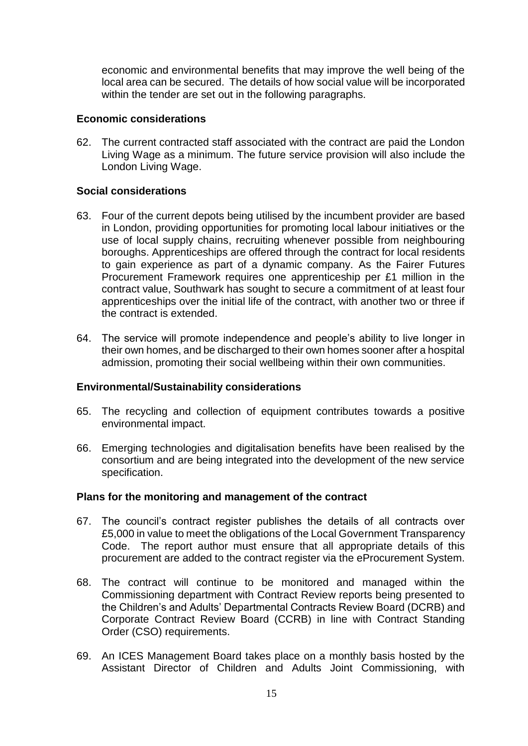economic and environmental benefits that may improve the well being of the local area can be secured. The details of how social value will be incorporated within the tender are set out in the following paragraphs.

**Economic considerations**

62. The current contracted staff associated with the contract are paid the London Living Wage as a minimum. The future service provision will also include the London Living Wage.

**Social considerations**

63. Four of the current depots being utilised by the incumbent provider are based in London, providing opportunities for promoting local labour initiatives or the use of local supply chains, recruiting whenever possible from neighbouring boroughs. Apprenticeships are offered through the contract for local residents to gain experience as part of a dynamic company. As the Fairer Futures Procurement Framework requires one apprenticeship per £1 million in the contract value, Southwark has sought to secure a commitment of at least four apprenticeships over the initial life of the contract, with another two or three if the contract is extended.

64. The service will promote independence and people's ability to live longer in their own homes, and be discharged to their own homes sooner after a hospital admission, promoting their social wellbeing within their own communities.

**Environmental/Sustainability considerations**

65. The recycling and collection of equipment contributes towards a positive environmental impact.

66. Emerging technologies and digitalisation benefits have been realised by the consortium and are being integrated into the development of the new service specification.

**Plans for the monitoring and management of the contract**

67. The council's contract register publishes the details of all contracts over £5,000 in value to meet the obligations of the Local Government Transparency Code. The report author must ensure that all appropriate details of this procurement are added to the contract register via the eProcurement System.

68. The contract will continue to be monitored and managed within the Commissioning department with Contract Review reports being presented to the Children's and Adults' Departmental Contracts Review Board (DCRB) and Corporate Contract Review Board (CCRB) in line with Contract Standing Order (CSO) requirements.

69. An ICES Management Board takes place on a monthly basis hosted by the Assistant Director of Children and Adults Joint Commissioning, with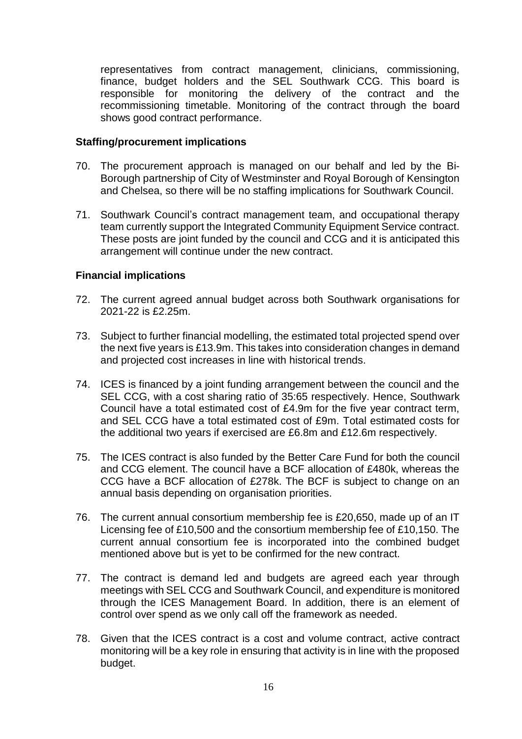representatives from contract management, clinicians, commissioning, finance, budget holders and the SEL Southwark CCG. This board is responsible for monitoring the delivery of the contract and the recommissioning timetable. Monitoring of the contract through the board shows good contract performance.

**Staffing/procurement implications**

70. The procurement approach is managed on our behalf and led by the Bi-Borough partnership of City of Westminster and Royal Borough of Kensington and Chelsea, so there will be no staffing implications for Southwark Council.

71. Southwark Council's contract management team, and occupational therapy team currently support the Integrated Community Equipment Service contract. These posts are joint funded by the council and CCG and it is anticipated this arrangement will continue under the new contract.

**Financial implications**

72. The current agreed annual budget across both Southwark organisations for 2021-22 is £2.25m.

73. Subject to further financial modelling, the estimated total projected spend over the next five years is £13.9m. This takes into consideration changes in demand and projected cost increases in line with historical trends.

74. ICES is financed by a joint funding arrangement between the council and the SEL CCG, with a cost sharing ratio of 35:65 respectively. Hence, Southwark Council have a total estimated cost of £4.9m for the five year contract term, and SEL CCG have a total estimated cost of £9m. Total estimated costs for the additional two years if exercised are £6.8m and £12.6m respectively.

75. The ICES contract is also funded by the Better Care Fund for both the council and CCG element. The council have a BCF allocation of £480k, whereas the CCG have a BCF allocation of £278k. The BCF is subject to change on an annual basis depending on organisation priorities.

76. The current annual consortium membership fee is £20,650, made up of an IT Licensing fee of £10,500 and the consortium membership fee of £10,150. The current annual consortium fee is incorporated into the combined budget mentioned above but is yet to be confirmed for the new contract.

77. The contract is demand led and budgets are agreed each year through meetings with SEL CCG and Southwark Council, and expenditure is monitored through the ICES Management Board. In addition, there is an element of control over spend as we only call off the framework as needed.

78. Given that the ICES contract is a cost and volume contract, active contract monitoring will be a key role in ensuring that activity is in line with the proposed budget.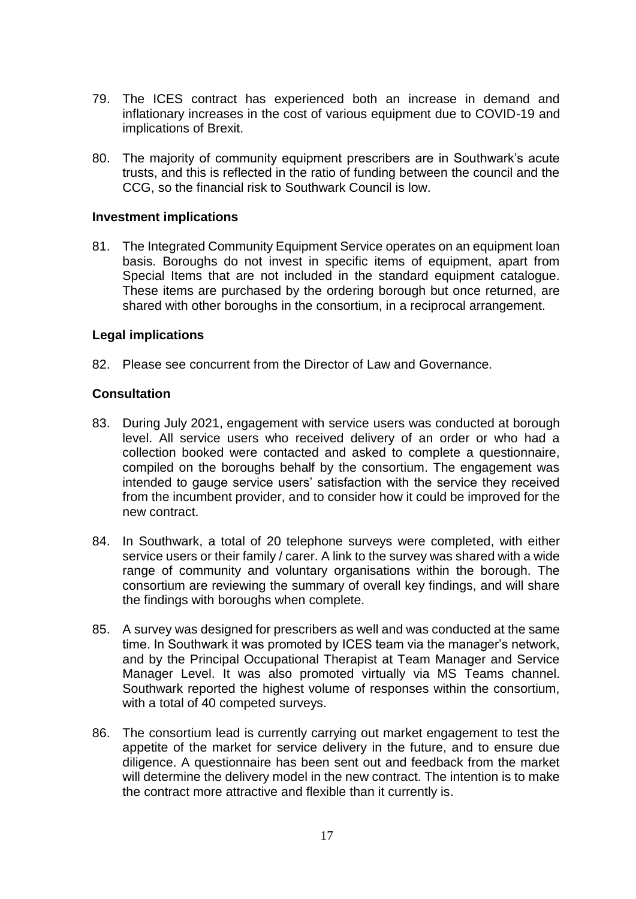79. The ICES contract has experienced both an increase in demand and inflationary increases in the cost of various equipment due to COVID-19 and implications of Brexit.

80. The majority of community equipment prescribers are in Southwark's acute trusts, and this is reflected in the ratio of funding between the council and the CCG, so the financial risk to Southwark Council is low.

**Investment implications**

81. The Integrated Community Equipment Service operates on an equipment loan basis. Boroughs do not invest in specific items of equipment, apart from Special Items that are not included in the standard equipment catalogue. These items are purchased by the ordering borough but once returned, are shared with other boroughs in the consortium, in a reciprocal arrangement.

**Legal implications**

82. Please see concurrent from the Director of Law and Governance.

**Consultation**

83. During July 2021, engagement with service users was conducted at borough level. All service users who received delivery of an order or who had a collection booked were contacted and asked to complete a questionnaire, compiled on the boroughs behalf by the consortium. The engagement was intended to gauge service users' satisfaction with the service they received from the incumbent provider, and to consider how it could be improved for the new contract.

84. In Southwark, a total of 20 telephone surveys were completed, with either service users or their family / carer. A link to the survey was shared with a wide range of community and voluntary organisations within the borough. The consortium are reviewing the summary of overall key findings, and will share the findings with boroughs when complete.

85. A survey was designed for prescribers as well and was conducted at the same time. In Southwark it was promoted by ICES team via the manager's network, and by the Principal Occupational Therapist at Team Manager and Service Manager Level. It was also promoted virtually via MS Teams channel. Southwark reported the highest volume of responses within the consortium, with a total of 40 competed surveys.

86. The consortium lead is currently carrying out market engagement to test the appetite of the market for service delivery in the future, and to ensure due diligence. A questionnaire has been sent out and feedback from the market will determine the delivery model in the new contract. The intention is to make the contract more attractive and flexible than it currently is.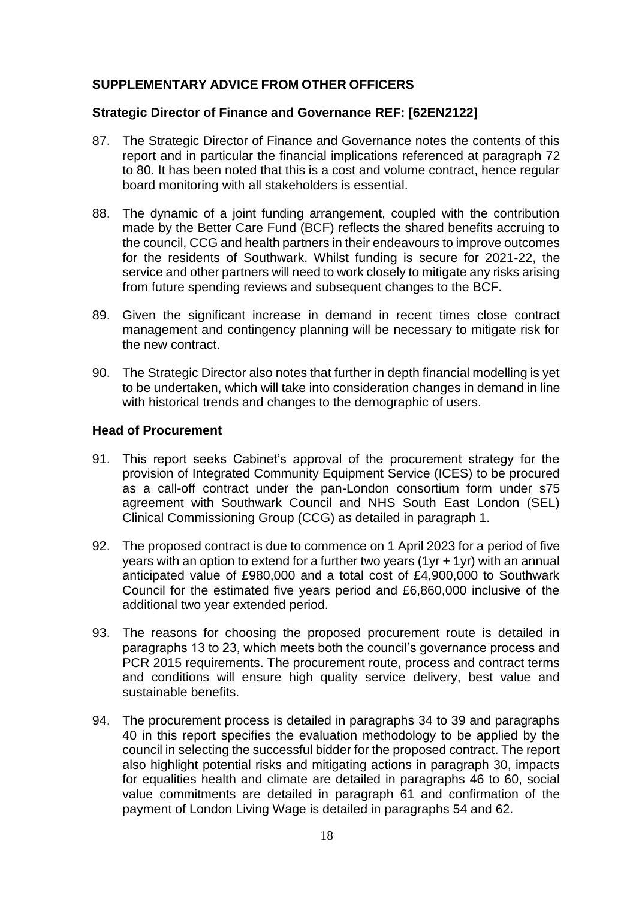## SUPPLEMENTARY ADVICE FROM OTHER OFFICERS

### Strategic Director of Finance and Governance REF: [62EN2122]

87. The Strategic Director of Finance and Governance notes the contents of this report and in particular the financial implications referenced at paragraph 72 to 80. It has been noted that this is a cost and volume contract, hence regular board monitoring with all stakeholders is essential.

88. The dynamic of a joint funding arrangement, coupled with the contribution made by the Better Care Fund (BCF) reflects the shared benefits accruing to the council, CCG and health partners in their endeavours to improve outcomes for the residents of Southwark. Whilst funding is secure for 2021-22, the service and other partners will need to work closely to mitigate any risks arising from future spending reviews and subsequent changes to the BCF.

89. Given the significant increase in demand in recent times close contract management and contingency planning will be necessary to mitigate risk for the new contract.

90. The Strategic Director also notes that further in depth financial modelling is yet to be undertaken, which will take into consideration changes in demand in line with historical trends and changes to the demographic of users.

### Head of Procurement

91. This report seeks Cabinet's approval of the procurement strategy for the provision of Integrated Community Equipment Service (ICES) to be procured as a call-off contract under the pan-London consortium form under s75 agreement with Southwark Council and NHS South East London (SEL) Clinical Commissioning Group (CCG) as detailed in paragraph 1.

92. The proposed contract is due to commence on 1 April 2023 for a period of five years with an option to extend for a further two years (1yr + 1yr) with an annual anticipated value of £980,000 and a total cost of £4,900,000 to Southwark Council for the estimated five years period and £6,860,000 inclusive of the additional two year extended period.

93. The reasons for choosing the proposed procurement route is detailed in paragraphs 13 to 23, which meets both the council's governance process and PCR 2015 requirements. The procurement route, process and contract terms and conditions will ensure high quality service delivery, best value and sustainable benefits.

94. The procurement process is detailed in paragraphs 34 to 39 and paragraphs 40 in this report specifies the evaluation methodology to be applied by the council in selecting the successful bidder for the proposed contract. The report also highlight potential risks and mitigating actions in paragraph 30, impacts for equalities health and climate are detailed in paragraphs 46 to 60, social value commitments are detailed in paragraph 61 and confirmation of the payment of London Living Wage is detailed in paragraphs 54 and 62.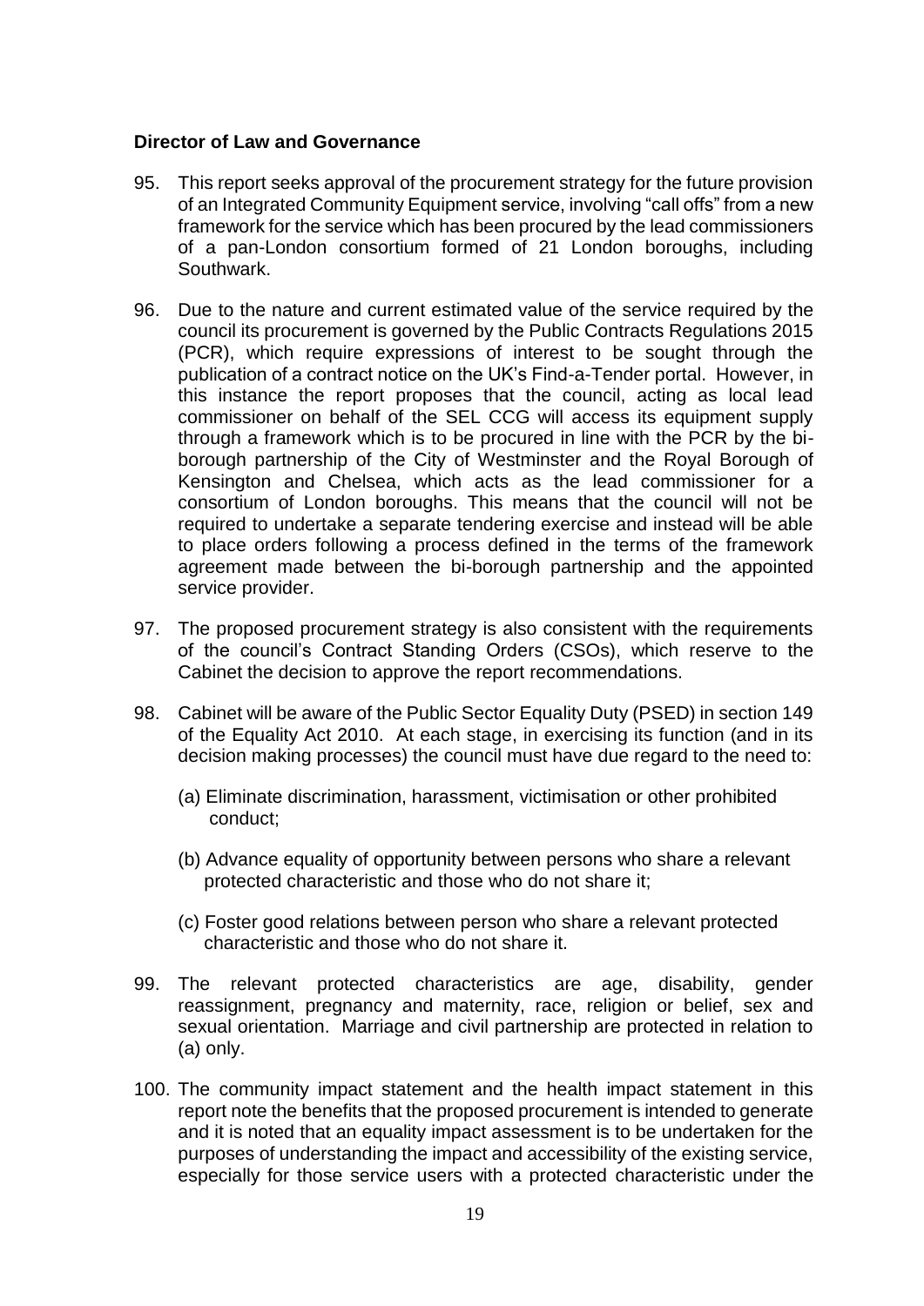**Director of Law and Governance**

95. This report seeks approval of the procurement strategy for the future provision of an Integrated Community Equipment service, involving "call offs" from a new framework for the service which has been procured by the lead commissioners of a pan-London consortium formed of 21 London boroughs, including Southwark.

96. Due to the nature and current estimated value of the service required by the council its procurement is governed by the Public Contracts Regulations 2015 (PCR), which require expressions of interest to be sought through the publication of a contract notice on the UK's Find-a-Tender portal. However, in this instance the report proposes that the council, acting as local lead commissioner on behalf of the SEL CCG will access its equipment supply through a framework which is to be procured in line with the PCR by the bi-borough partnership of the City of Westminster and the Royal Borough of Kensington and Chelsea, which acts as the lead commissioner for a consortium of London boroughs. This means that the council will not be required to undertake a separate tendering exercise and instead will be able to place orders following a process defined in the terms of the framework agreement made between the bi-borough partnership and the appointed service provider.

97. The proposed procurement strategy is also consistent with the requirements of the council's Contract Standing Orders (CSOs), which reserve to the Cabinet the decision to approve the report recommendations.

98. Cabinet will be aware of the Public Sector Equality Duty (PSED) in section 149 of the Equality Act 2010. At each stage, in exercising its function (and in its decision making processes) the council must have due regard to the need to:

    (a) Eliminate discrimination, harassment, victimisation or other prohibited conduct;

    (b) Advance equality of opportunity between persons who share a relevant protected characteristic and those who do not share it;

    (c) Foster good relations between person who share a relevant protected characteristic and those who do not share it.

99. The relevant protected characteristics are age, disability, gender reassignment, pregnancy and maternity, race, religion or belief, sex and sexual orientation. Marriage and civil partnership are protected in relation to (a) only.

100. The community impact statement and the health impact statement in this report note the benefits that the proposed procurement is intended to generate and it is noted that an equality impact assessment is to be undertaken for the purposes of understanding the impact and accessibility of the existing service, especially for those service users with a protected characteristic under the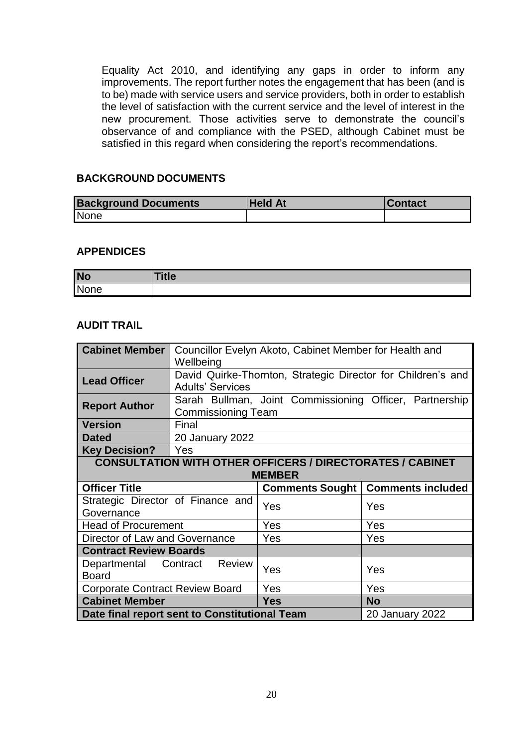Equality Act 2010, and identifying any gaps in order to inform any improvements. The report further notes the engagement that has been (and is to be) made with service users and service providers, both in order to establish the level of satisfaction with the current service and the level of interest in the new procurement. Those activities serve to demonstrate the council's observance of and compliance with the PSED, although Cabinet must be satisfied in this regard when considering the report's recommendations.

## BACKGROUND DOCUMENTS

| Background Documents | Held At | Contact |
|---|---|---|
| None | | |

## APPENDICES

| No | Title |
|---|---|
| None | |

## AUDIT TRAIL

| | | | |
|---|---|---|---|
| **Cabinet Member** | Councillor Evelyn Akoto, Cabinet Member for Health and Wellbeing | | |
| **Lead Officer** | David Quirke-Thornton, Strategic Director for Children's and Adults' Services | | |
| **Report Author** | Sarah Bullman, Joint Commissioning Officer, Partnership Commissioning Team | | |
| **Version** | Final | | |
| **Dated** | 20 January 2022 | | |
| **Key Decision?** | Yes | | |
| **CONSULTATION WITH OTHER OFFICERS / DIRECTORATES / CABINET MEMBER** | | | |
| **Officer Title** | | **Comments Sought** | **Comments included** |
| Strategic Director of Finance and Governance | | Yes | Yes |
| Head of Procurement | | Yes | Yes |
| Director of Law and Governance | | Yes | Yes |
| **Contract Review Boards** | | | |
| Departmental Contract Review Board | | Yes | Yes |
| Corporate Contract Review Board | | Yes | Yes |
| **Cabinet Member** | | **Yes** | **No** |
| **Date final report sent to Constitutional Team** | | | 20 January 2022 |